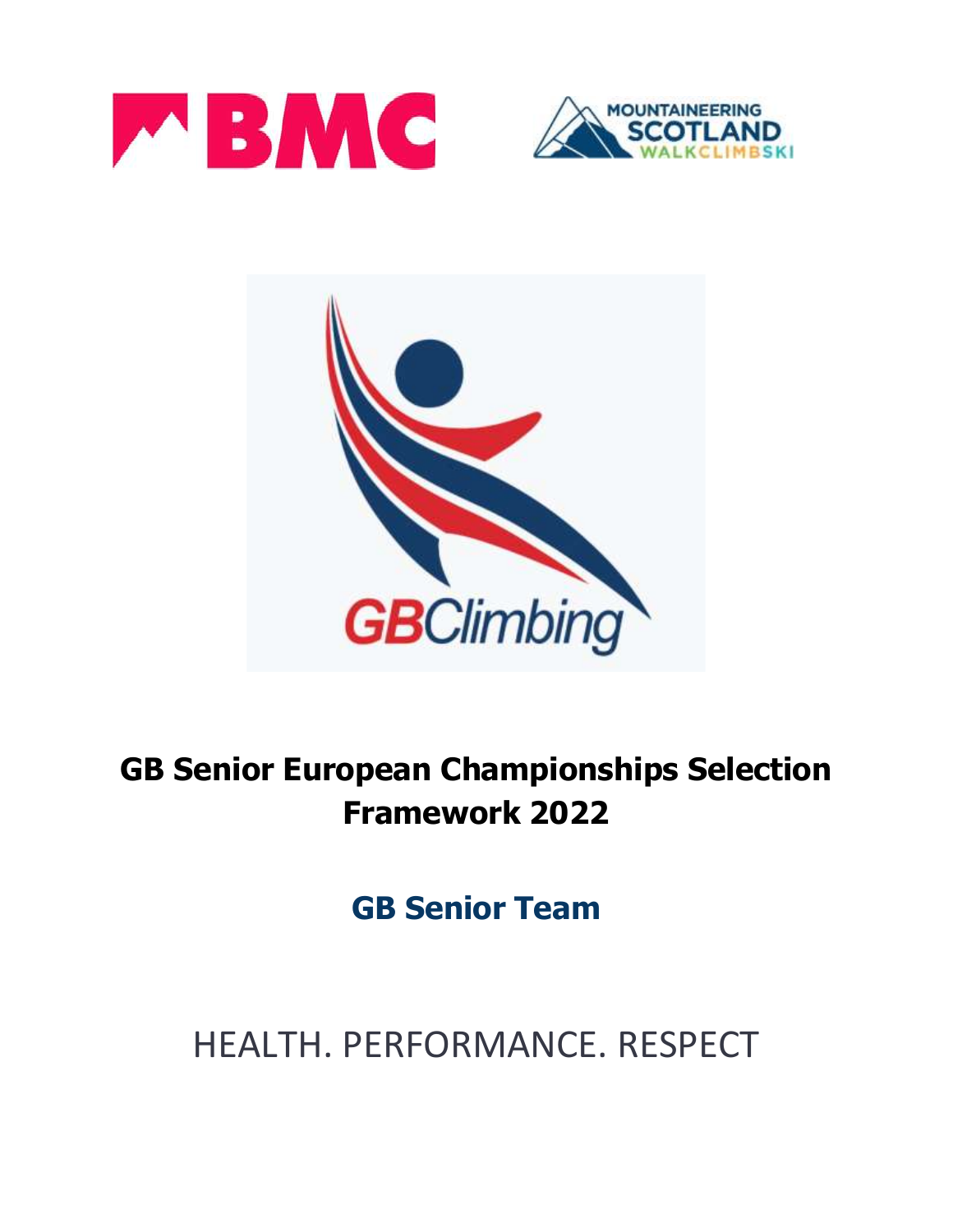# GB Senior European Championships Selection Framework 2022

## GB Senior Team

HEALTH. PERFORMANCE. RESPECT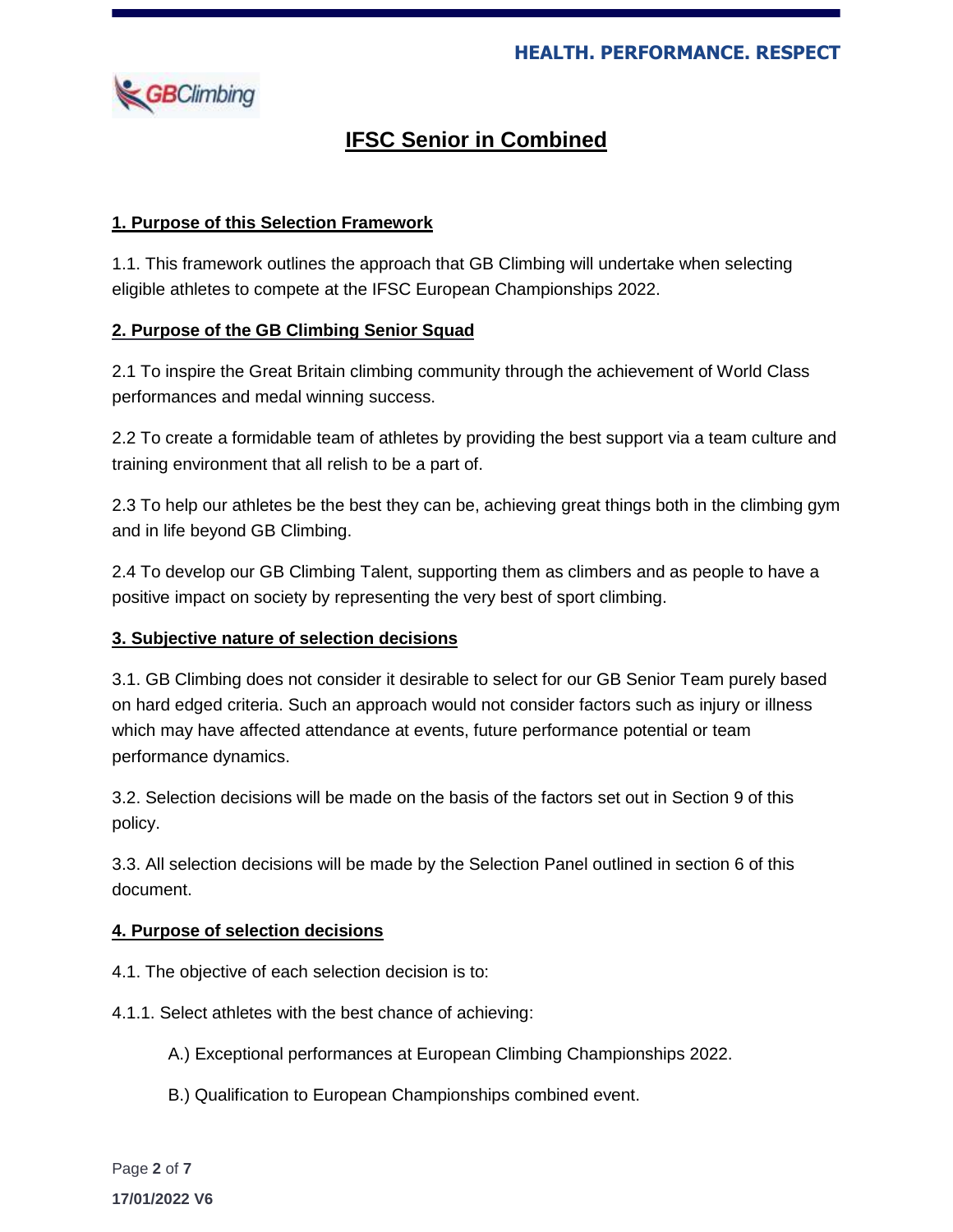# IFSC Senior in Combined

## 1. Purpose of this Selection Framework

1.1. This framework outlines the approach that GB Climbing will undertake when selecting eligible athletes to compete at the IFSC European Championships 2022.

## 2. Purpose of the GB Climbing Senior Squad

2.1 To inspire the Great Britain climbing community through the achievement of World Class performances and medal winning success.

2.2 To create a formidable team of athletes by providing the best support via a team culture and training environment that all relish to be a part of.

2.3 To help our athletes be the best they can be, achieving great things both in the climbing gym and in life beyond GB Climbing.

2.4 To develop our GB Climbing Talent, supporting them as climbers and as people to have a positive impact on society by representing the very best of sport climbing.

## 3. Subjective nature of selection decisions

3.1. GB Climbing does not consider it desirable to select for our GB Senior Team purely based on hard edged criteria. Such an approach would not consider factors such as injury or illness which may have affected attendance at events, future performance potential or team performance dynamics.

3.2. Selection decisions will be made on the basis of the factors set out in Section 9 of this policy.

3.3. All selection decisions will be made by the Selection Panel outlined in section 6 of this document.

## 4. Purpose of selection decisions

4.1. The objective of each selection decision is to:

4.1.1. Select athletes with the best chance of achieving:

A.) Exceptional performances at European Climbing Championships 2022.

B.) Qualification to European Championships combined event.

17/01/2022 V6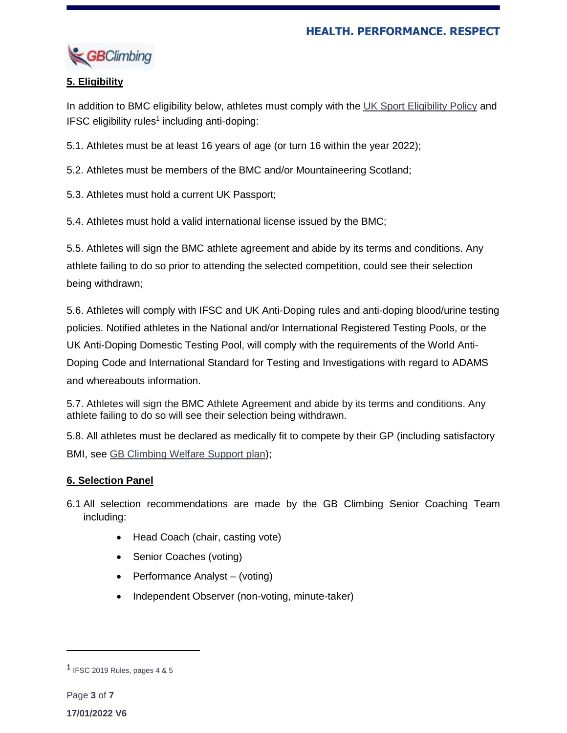## 5. Eligibility

In addition to BMC eligibility below, athletes must comply with the UK Sport Eligibility Policy and IFSC eligibility rules[1] including anti-doping:

5.1. Athletes must be at least 16 years of age (or turn 16 within the year 2022);

5.2. Athletes must be members of the BMC and/or Mountaineering Scotland;

5.3. Athletes must hold a current UK Passport;

5.4. Athletes must hold a valid international license issued by the BMC;

5.5. Athletes will sign the BMC athlete agreement and abide by its terms and conditions. Any athlete failing to do so prior to attending the selected competition, could see their selection being withdrawn;

5.6. Athletes will comply with IFSC and UK Anti-Doping rules and anti-doping blood/urine testing policies. Notified athletes in the National and/or International Registered Testing Pools, or the UK Anti-Doping Domestic Testing Pool, will comply with the requirements of the World Anti-Doping Code and International Standard for Testing and Investigations with regard to ADAMS and whereabouts information.

5.7. Athletes will sign the BMC Athlete Agreement and abide by its terms and conditions. Any athlete failing to do so will see their selection being withdrawn.

5.8. All athletes must be declared as medically fit to compete by their GP (including satisfactory BMI, see GB Climbing Welfare Support plan);

## 6. Selection Panel

6.1 All selection recommendations are made by the GB Climbing Senior Coaching Team including:

- Head Coach (chair, casting vote)
- Senior Coaches (voting)
- Performance Analyst – (voting)
- Independent Observer (non-voting, minute-taker)

[1] IFSC 2019 Rules, pages 4 & 5

17/01/2022 V6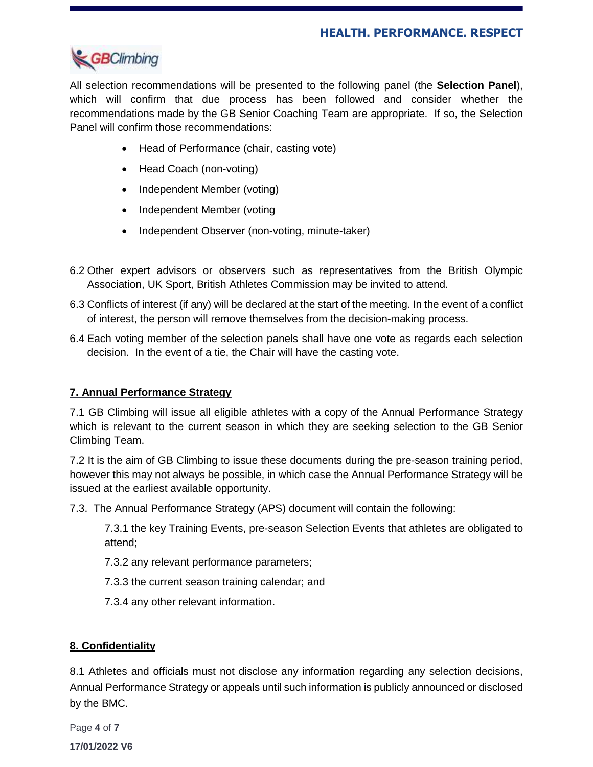All selection recommendations will be presented to the following panel (the **Selection Panel**), which will confirm that due process has been followed and consider whether the recommendations made by the GB Senior Coaching Team are appropriate. If so, the Selection Panel will confirm those recommendations:

- Head of Performance (chair, casting vote)
- Head Coach (non-voting)
- Independent Member (voting)
- Independent Member (voting
- Independent Observer (non-voting, minute-taker)

6.2 Other expert advisors or observers such as representatives from the British Olympic Association, UK Sport, British Athletes Commission may be invited to attend.

6.3 Conflicts of interest (if any) will be declared at the start of the meeting. In the event of a conflict of interest, the person will remove themselves from the decision-making process.

6.4 Each voting member of the selection panels shall have one vote as regards each selection decision. In the event of a tie, the Chair will have the casting vote.

## 7. Annual Performance Strategy

7.1 GB Climbing will issue all eligible athletes with a copy of the Annual Performance Strategy which is relevant to the current season in which they are seeking selection to the GB Senior Climbing Team.

7.2 It is the aim of GB Climbing to issue these documents during the pre-season training period, however this may not always be possible, in which case the Annual Performance Strategy will be issued at the earliest available opportunity.

7.3. The Annual Performance Strategy (APS) document will contain the following:

7.3.1 the key Training Events, pre-season Selection Events that athletes are obligated to attend;

7.3.2 any relevant performance parameters;

7.3.3 the current season training calendar; and

7.3.4 any other relevant information.

## 8. Confidentiality

8.1 Athletes and officials must not disclose any information regarding any selection decisions, Annual Performance Strategy or appeals until such information is publicly announced or disclosed by the BMC.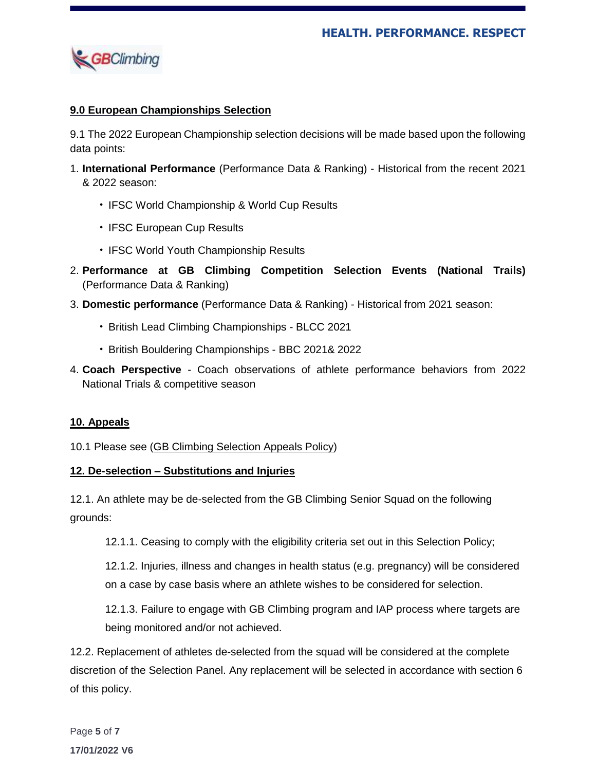## 9.0 European Championships Selection

9.1 The 2022 European Championship selection decisions will be made based upon the following data points:

1. **International Performance** (Performance Data & Ranking) - Historical from the recent 2021 & 2022 season:
   - IFSC World Championship & World Cup Results
   - IFSC European Cup Results
   - IFSC World Youth Championship Results
2. **Performance at GB Climbing Competition Selection Events (National Trails)** (Performance Data & Ranking)
3. **Domestic performance** (Performance Data & Ranking) - Historical from 2021 season:
   - British Lead Climbing Championships - BLCC 2021
   - British Bouldering Championships - BBC 2021& 2022
4. **Coach Perspective** - Coach observations of athlete performance behaviors from 2022 National Trials & competitive season

## 10. Appeals

10.1 Please see (GB Climbing Selection Appeals Policy)

## 12. De-selection – Substitutions and Injuries

12.1. An athlete may be de-selected from the GB Climbing Senior Squad on the following grounds:

12.1.1. Ceasing to comply with the eligibility criteria set out in this Selection Policy;

12.1.2. Injuries, illness and changes in health status (e.g. pregnancy) will be considered on a case by case basis where an athlete wishes to be considered for selection.

12.1.3. Failure to engage with GB Climbing program and IAP process where targets are being monitored and/or not achieved.

12.2. Replacement of athletes de-selected from the squad will be considered at the complete discretion of the Selection Panel. Any replacement will be selected in accordance with section 6 of this policy.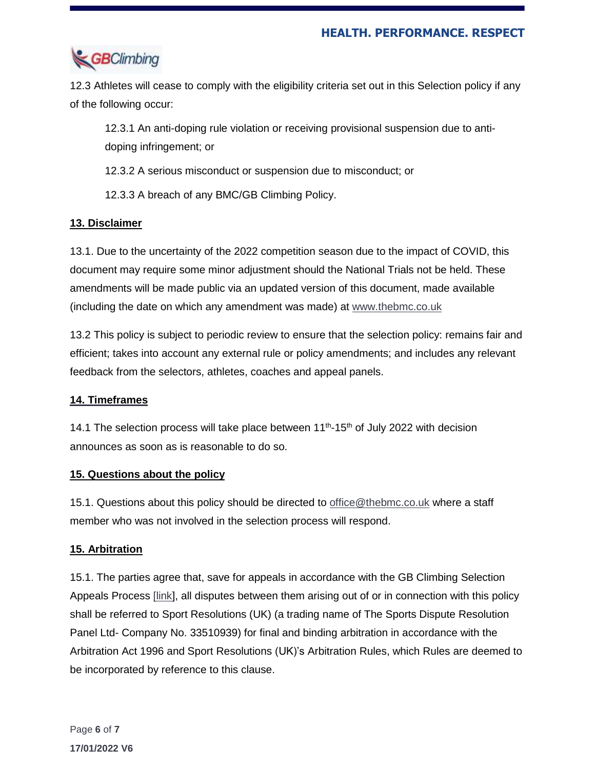12.3 Athletes will cease to comply with the eligibility criteria set out in this Selection policy if any of the following occur:

> 12.3.1 An anti-doping rule violation or receiving provisional suspension due to anti-doping infringement; or
>
> 12.3.2 A serious misconduct or suspension due to misconduct; or
>
> 12.3.3 A breach of any BMC/GB Climbing Policy.

## 13. Disclaimer

13.1. Due to the uncertainty of the 2022 competition season due to the impact of COVID, this document may require some minor adjustment should the National Trials not be held. These amendments will be made public via an updated version of this document, made available (including the date on which any amendment was made) at www.thebmc.co.uk

13.2 This policy is subject to periodic review to ensure that the selection policy: remains fair and efficient; takes into account any external rule or policy amendments; and includes any relevant feedback from the selectors, athletes, coaches and appeal panels.

## 14. Timeframes

14.1 The selection process will take place between 11th-15th of July 2022 with decision announces as soon as is reasonable to do so.

## 15. Questions about the policy

15.1. Questions about this policy should be directed to office@thebmc.co.uk where a staff member who was not involved in the selection process will respond.

## 15. Arbitration

15.1. The parties agree that, save for appeals in accordance with the GB Climbing Selection Appeals Process [link], all disputes between them arising out of or in connection with this policy shall be referred to Sport Resolutions (UK) (a trading name of The Sports Dispute Resolution Panel Ltd- Company No. 33510939) for final and binding arbitration in accordance with the Arbitration Act 1996 and Sport Resolutions (UK)'s Arbitration Rules, which Rules are deemed to be incorporated by reference to this clause.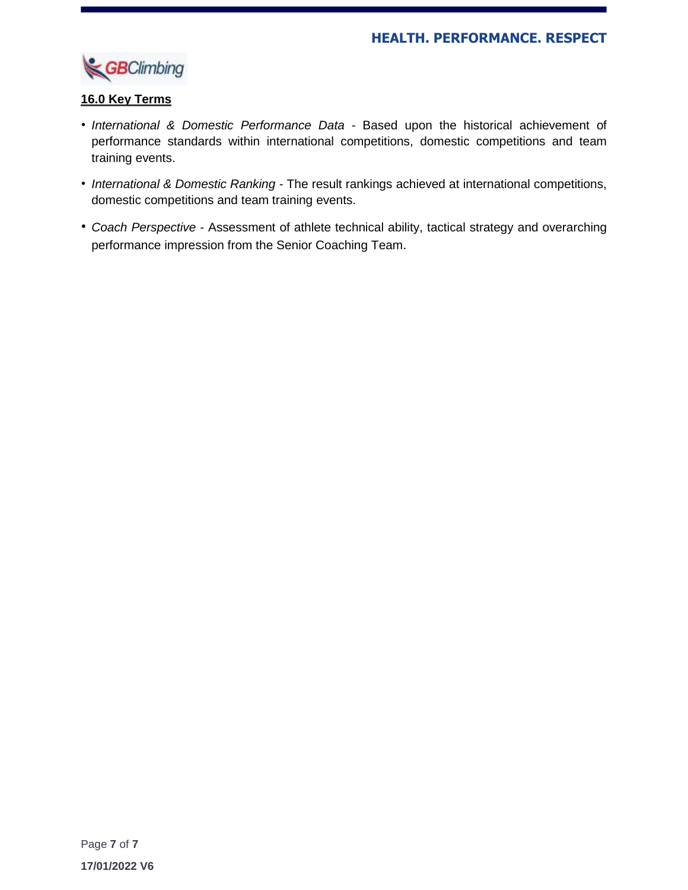## 16.0 Key Terms

- *International & Domestic Performance Data* - Based upon the historical achievement of performance standards within international competitions, domestic competitions and team training events.
- *International & Domestic Ranking* - The result rankings achieved at international competitions, domestic competitions and team training events.
- *Coach Perspective* - Assessment of athlete technical ability, tactical strategy and overarching performance impression from the Senior Coaching Team.